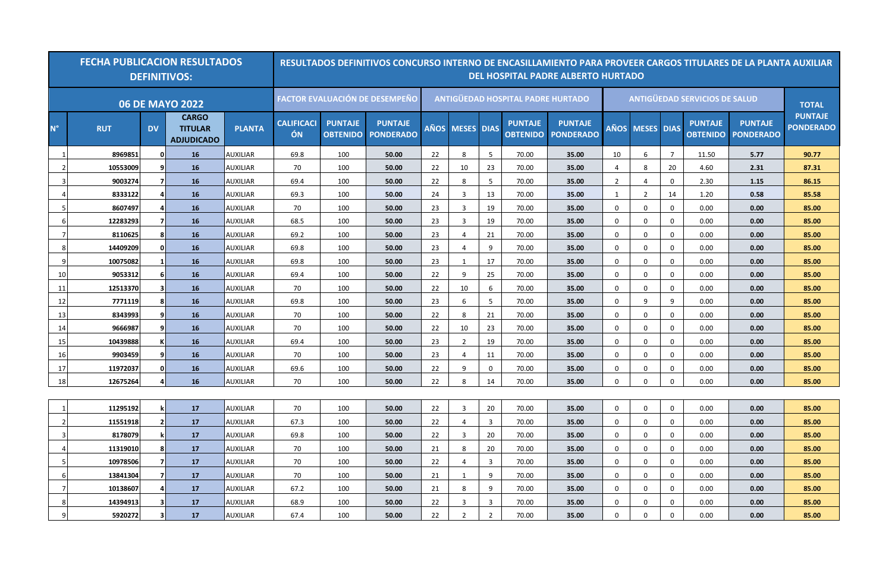| FECHA PUBLICACION RESULTADOS DEFINITIVOS: | | | | RESULTADOS DEFINITIVOS CONCURSO INTERNO DE ENCASILLAMIENTO PARA PROVEER CARGOS TITULARES DE LA PLANTA AUXILIAR DEL HOSPITAL PADRE ALBERTO HURTADO | | | | | | | | | | | | | | | |
|---|---|---|---|---|---|---|---|---|---|---|---|---|---|---|---|---|---|---|---|
| 06 DE MAYO 2022 | | | | | FACTOR EVALUACIÓN DE DESEMPEÑO | | | ANTIGÜEDAD HOSPITAL PADRE HURTADO | | | | | ANTIGÜEDAD SERVICIOS DE SALUD | | | | | TOTAL PUNTAJE PONDERADO |
| N° | RUT | DV | CARGO TITULAR ADJUDICADO | PLANTA | CALIFICACIÓN | PUNTAJE OBTENIDO | PUNTAJE PONDERADO | AÑOS | MESES | DIAS | PUNTAJE OBTENIDO | PUNTAJE PONDERADO | AÑOS | MESES | DIAS | PUNTAJE OBTENIDO | PUNTAJE PONDERADO | |
| 1 | 8969851 | 0 | 16 | AUXILIAR | 69.8 | 100 | 50.00 | 22 | 8 | 5 | 70.00 | 35.00 | 10 | 6 | 7 | 11.50 | 5.77 | 90.77 |
| 2 | 10553009 | 9 | 16 | AUXILIAR | 70 | 100 | 50.00 | 22 | 10 | 23 | 70.00 | 35.00 | 4 | 8 | 20 | 4.60 | 2.31 | 87.31 |
| 3 | 9003274 | 7 | 16 | AUXILIAR | 69.4 | 100 | 50.00 | 22 | 8 | 5 | 70.00 | 35.00 | 2 | 4 | 0 | 2.30 | 1.15 | 86.15 |
| 4 | 8333122 | 4 | 16 | AUXILIAR | 69.3 | 100 | 50.00 | 24 | 3 | 13 | 70.00 | 35.00 | 1 | 2 | 14 | 1.20 | 0.58 | 85.58 |
| 5 | 8607497 | 4 | 16 | AUXILIAR | 70 | 100 | 50.00 | 23 | 3 | 19 | 70.00 | 35.00 | 0 | 0 | 0 | 0.00 | 0.00 | 85.00 |
| 6 | 12283293 | 7 | 16 | AUXILIAR | 68.5 | 100 | 50.00 | 23 | 3 | 19 | 70.00 | 35.00 | 0 | 0 | 0 | 0.00 | 0.00 | 85.00 |
| 7 | 8110625 | 8 | 16 | AUXILIAR | 69.2 | 100 | 50.00 | 23 | 4 | 21 | 70.00 | 35.00 | 0 | 0 | 0 | 0.00 | 0.00 | 85.00 |
| 8 | 14409209 | 0 | 16 | AUXILIAR | 69.8 | 100 | 50.00 | 23 | 4 | 9 | 70.00 | 35.00 | 0 | 0 | 0 | 0.00 | 0.00 | 85.00 |
| 9 | 10075082 | 1 | 16 | AUXILIAR | 69.8 | 100 | 50.00 | 23 | 1 | 17 | 70.00 | 35.00 | 0 | 0 | 0 | 0.00 | 0.00 | 85.00 |
| 10 | 9053312 | 6 | 16 | AUXILIAR | 69.4 | 100 | 50.00 | 22 | 9 | 25 | 70.00 | 35.00 | 0 | 0 | 0 | 0.00 | 0.00 | 85.00 |
| 11 | 12513370 | 3 | 16 | AUXILIAR | 70 | 100 | 50.00 | 22 | 10 | 6 | 70.00 | 35.00 | 0 | 0 | 0 | 0.00 | 0.00 | 85.00 |
| 12 | 7771119 | 8 | 16 | AUXILIAR | 69.8 | 100 | 50.00 | 23 | 6 | 5 | 70.00 | 35.00 | 0 | 9 | 9 | 0.00 | 0.00 | 85.00 |
| 13 | 8343993 | 9 | 16 | AUXILIAR | 70 | 100 | 50.00 | 22 | 8 | 21 | 70.00 | 35.00 | 0 | 0 | 0 | 0.00 | 0.00 | 85.00 |
| 14 | 9666987 | 9 | 16 | AUXILIAR | 70 | 100 | 50.00 | 22 | 10 | 23 | 70.00 | 35.00 | 0 | 0 | 0 | 0.00 | 0.00 | 85.00 |
| 15 | 10439888 | K | 16 | AUXILIAR | 69.4 | 100 | 50.00 | 23 | 2 | 19 | 70.00 | 35.00 | 0 | 0 | 0 | 0.00 | 0.00 | 85.00 |
| 16 | 9903459 | 9 | 16 | AUXILIAR | 70 | 100 | 50.00 | 23 | 4 | 11 | 70.00 | 35.00 | 0 | 0 | 0 | 0.00 | 0.00 | 85.00 |
| 17 | 11972037 | 0 | 16 | AUXILIAR | 69.6 | 100 | 50.00 | 22 | 9 | 0 | 70.00 | 35.00 | 0 | 0 | 0 | 0.00 | 0.00 | 85.00 |
| 18 | 12675264 | 4 | 16 | AUXILIAR | 70 | 100 | 50.00 | 22 | 8 | 14 | 70.00 | 35.00 | 0 | 0 | 0 | 0.00 | 0.00 | 85.00 |

| N° | RUT | DV | CARGO TITULAR ADJUDICADO | PLANTA | CALIFICACIÓN | PUNTAJE OBTENIDO | PUNTAJE PONDERADO | AÑOS | MESES | DIAS | PUNTAJE OBTENIDO | PUNTAJE PONDERADO | AÑOS | MESES | DIAS | PUNTAJE OBTENIDO | PUNTAJE PONDERADO | TOTAL PUNTAJE PONDERADO |
|---|---|---|---|---|---|---|---|---|---|---|---|---|---|---|---|---|---|---|
| 1 | 11295192 | k | 17 | AUXILIAR | 70 | 100 | 50.00 | 22 | 3 | 20 | 70.00 | 35.00 | 0 | 0 | 0 | 0.00 | 0.00 | 85.00 |
| 2 | 11551918 | 2 | 17 | AUXILIAR | 67.3 | 100 | 50.00 | 22 | 4 | 3 | 70.00 | 35.00 | 0 | 0 | 0 | 0.00 | 0.00 | 85.00 |
| 3 | 8178079 | k | 17 | AUXILIAR | 69.8 | 100 | 50.00 | 22 | 3 | 20 | 70.00 | 35.00 | 0 | 0 | 0 | 0.00 | 0.00 | 85.00 |
| 4 | 11319010 | 8 | 17 | AUXILIAR | 70 | 100 | 50.00 | 21 | 8 | 20 | 70.00 | 35.00 | 0 | 0 | 0 | 0.00 | 0.00 | 85.00 |
| 5 | 10978506 | 7 | 17 | AUXILIAR | 70 | 100 | 50.00 | 22 | 4 | 3 | 70.00 | 35.00 | 0 | 0 | 0 | 0.00 | 0.00 | 85.00 |
| 6 | 13841304 | 7 | 17 | AUXILIAR | 70 | 100 | 50.00 | 21 | 1 | 9 | 70.00 | 35.00 | 0 | 0 | 0 | 0.00 | 0.00 | 85.00 |
| 7 | 10138607 | 4 | 17 | AUXILIAR | 67.2 | 100 | 50.00 | 21 | 8 | 9 | 70.00 | 35.00 | 0 | 0 | 0 | 0.00 | 0.00 | 85.00 |
| 8 | 14394913 | 3 | 17 | AUXILIAR | 68.9 | 100 | 50.00 | 22 | 3 | 3 | 70.00 | 35.00 | 0 | 0 | 0 | 0.00 | 0.00 | 85.00 |
| 9 | 5920272 | 3 | 17 | AUXILIAR | 67.4 | 100 | 50.00 | 22 | 2 | 2 | 70.00 | 35.00 | 0 | 0 | 0 | 0.00 | 0.00 | 85.00 |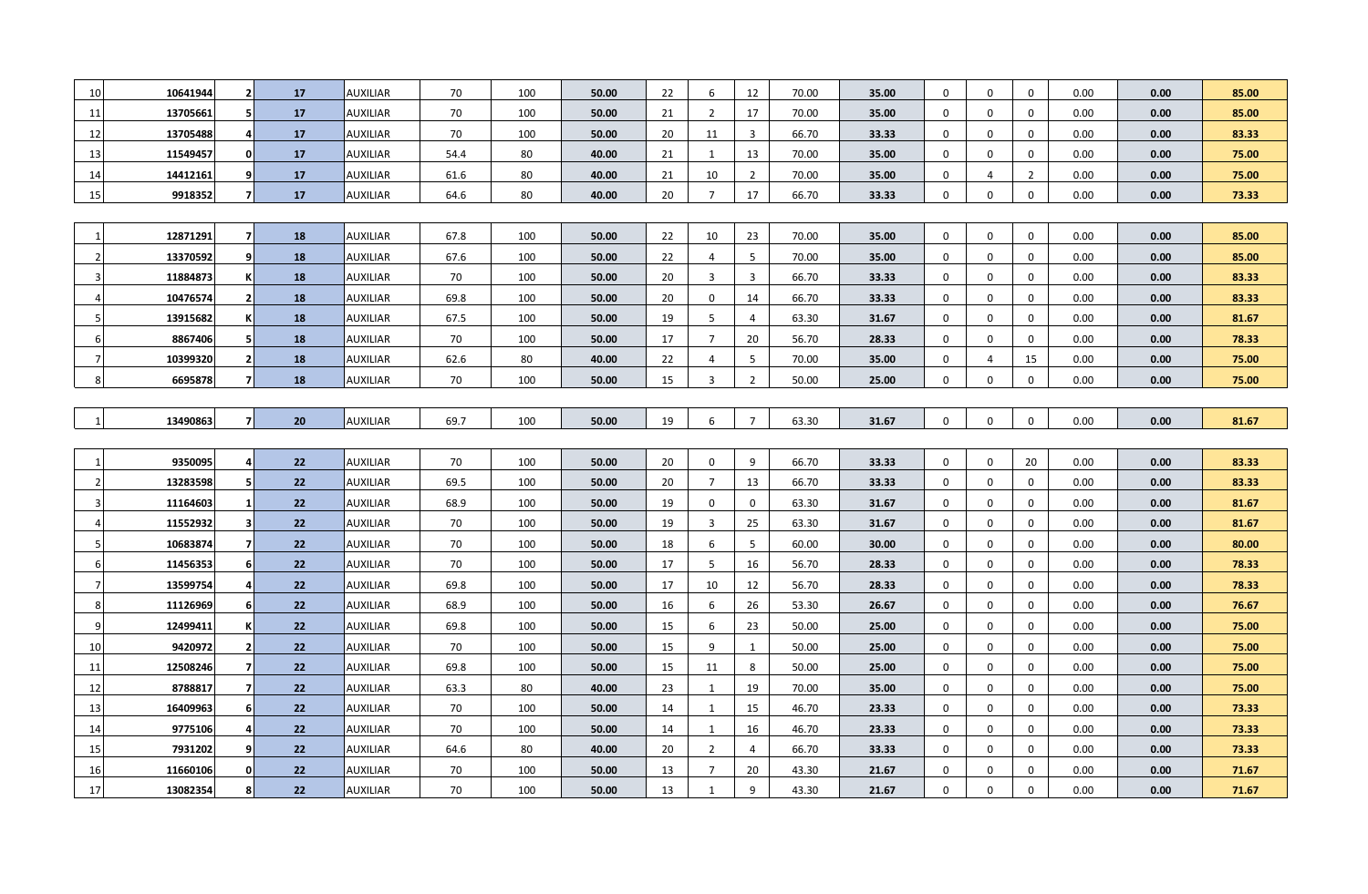| | | | | | | | | | | | | | | | | | | | |
|---|---|---|---|---|---|---|---|---|---|---|---|---|---|---|---|---|---|---|---|
| 10 | 10641944 | 2 | 17 | AUXILIAR | 70 | 100 | 50.00 | 22 | 6 | 12 | 70.00 | 35.00 | 0 | 0 | 0 | 0.00 | 0.00 | 85.00 |
| 11 | 13705661 | 5 | 17 | AUXILIAR | 70 | 100 | 50.00 | 21 | 2 | 17 | 70.00 | 35.00 | 0 | 0 | 0 | 0.00 | 0.00 | 85.00 |
| 12 | 13705488 | 4 | 17 | AUXILIAR | 70 | 100 | 50.00 | 20 | 11 | 3 | 66.70 | 33.33 | 0 | 0 | 0 | 0.00 | 0.00 | 83.33 |
| 13 | 11549457 | 0 | 17 | AUXILIAR | 54.4 | 80 | 40.00 | 21 | 1 | 13 | 70.00 | 35.00 | 0 | 0 | 0 | 0.00 | 0.00 | 75.00 |
| 14 | 14412161 | 9 | 17 | AUXILIAR | 61.6 | 80 | 40.00 | 21 | 10 | 2 | 70.00 | 35.00 | 0 | 4 | 2 | 0.00 | 0.00 | 75.00 |
| 15 | 9918352 | 7 | 17 | AUXILIAR | 64.6 | 80 | 40.00 | 20 | 7 | 17 | 66.70 | 33.33 | 0 | 0 | 0 | 0.00 | 0.00 | 73.33 |

| | | | | | | | | | | | | | | | | | | |
|---|---|---|---|---|---|---|---|---|---|---|---|---|---|---|---|---|---|---|
| 1 | 12871291 | 7 | 18 | AUXILIAR | 67.8 | 100 | 50.00 | 22 | 10 | 23 | 70.00 | 35.00 | 0 | 0 | 0 | 0.00 | 0.00 | 85.00 |
| 2 | 13370592 | 9 | 18 | AUXILIAR | 67.6 | 100 | 50.00 | 22 | 4 | 5 | 70.00 | 35.00 | 0 | 0 | 0 | 0.00 | 0.00 | 85.00 |
| 3 | 11884873 | K | 18 | AUXILIAR | 70 | 100 | 50.00 | 20 | 3 | 3 | 66.70 | 33.33 | 0 | 0 | 0 | 0.00 | 0.00 | 83.33 |
| 4 | 10476574 | 2 | 18 | AUXILIAR | 69.8 | 100 | 50.00 | 20 | 0 | 14 | 66.70 | 33.33 | 0 | 0 | 0 | 0.00 | 0.00 | 83.33 |
| 5 | 13915682 | K | 18 | AUXILIAR | 67.5 | 100 | 50.00 | 19 | 5 | 4 | 63.30 | 31.67 | 0 | 0 | 0 | 0.00 | 0.00 | 81.67 |
| 6 | 8867406 | 5 | 18 | AUXILIAR | 70 | 100 | 50.00 | 17 | 7 | 20 | 56.70 | 28.33 | 0 | 0 | 0 | 0.00 | 0.00 | 78.33 |
| 7 | 10399320 | 2 | 18 | AUXILIAR | 62.6 | 80 | 40.00 | 22 | 4 | 5 | 70.00 | 35.00 | 0 | 4 | 15 | 0.00 | 0.00 | 75.00 |
| 8 | 6695878 | 7 | 18 | AUXILIAR | 70 | 100 | 50.00 | 15 | 3 | 2 | 50.00 | 25.00 | 0 | 0 | 0 | 0.00 | 0.00 | 75.00 |

| | | | | | | | | | | | | | | | | | | |
|---|---|---|---|---|---|---|---|---|---|---|---|---|---|---|---|---|---|---|
| 1 | 13490863 | 7 | 20 | AUXILIAR | 69.7 | 100 | 50.00 | 19 | 6 | 7 | 63.30 | 31.67 | 0 | 0 | 0 | 0.00 | 0.00 | 81.67 |

| | | | | | | | | | | | | | | | | | | |
|---|---|---|---|---|---|---|---|---|---|---|---|---|---|---|---|---|---|---|
| 1 | 9350095 | 4 | 22 | AUXILIAR | 70 | 100 | 50.00 | 20 | 0 | 9 | 66.70 | 33.33 | 0 | 0 | 20 | 0.00 | 0.00 | 83.33 |
| 2 | 13283598 | 5 | 22 | AUXILIAR | 69.5 | 100 | 50.00 | 20 | 7 | 13 | 66.70 | 33.33 | 0 | 0 | 0 | 0.00 | 0.00 | 83.33 |
| 3 | 11164603 | 1 | 22 | AUXILIAR | 68.9 | 100 | 50.00 | 19 | 0 | 0 | 63.30 | 31.67 | 0 | 0 | 0 | 0.00 | 0.00 | 81.67 |
| 4 | 11552932 | 3 | 22 | AUXILIAR | 70 | 100 | 50.00 | 19 | 3 | 25 | 63.30 | 31.67 | 0 | 0 | 0 | 0.00 | 0.00 | 81.67 |
| 5 | 10683874 | 7 | 22 | AUXILIAR | 70 | 100 | 50.00 | 18 | 6 | 5 | 60.00 | 30.00 | 0 | 0 | 0 | 0.00 | 0.00 | 80.00 |
| 6 | 11456353 | 6 | 22 | AUXILIAR | 70 | 100 | 50.00 | 17 | 5 | 16 | 56.70 | 28.33 | 0 | 0 | 0 | 0.00 | 0.00 | 78.33 |
| 7 | 13599754 | 4 | 22 | AUXILIAR | 69.8 | 100 | 50.00 | 17 | 10 | 12 | 56.70 | 28.33 | 0 | 0 | 0 | 0.00 | 0.00 | 78.33 |
| 8 | 11126969 | 6 | 22 | AUXILIAR | 68.9 | 100 | 50.00 | 16 | 6 | 26 | 53.30 | 26.67 | 0 | 0 | 0 | 0.00 | 0.00 | 76.67 |
| 9 | 12499411 | K | 22 | AUXILIAR | 69.8 | 100 | 50.00 | 15 | 6 | 23 | 50.00 | 25.00 | 0 | 0 | 0 | 0.00 | 0.00 | 75.00 |
| 10 | 9420972 | 2 | 22 | AUXILIAR | 70 | 100 | 50.00 | 15 | 9 | 1 | 50.00 | 25.00 | 0 | 0 | 0 | 0.00 | 0.00 | 75.00 |
| 11 | 12508246 | 7 | 22 | AUXILIAR | 69.8 | 100 | 50.00 | 15 | 11 | 8 | 50.00 | 25.00 | 0 | 0 | 0 | 0.00 | 0.00 | 75.00 |
| 12 | 8788817 | 7 | 22 | AUXILIAR | 63.3 | 80 | 40.00 | 23 | 1 | 19 | 70.00 | 35.00 | 0 | 0 | 0 | 0.00 | 0.00 | 75.00 |
| 13 | 16409963 | 6 | 22 | AUXILIAR | 70 | 100 | 50.00 | 14 | 1 | 15 | 46.70 | 23.33 | 0 | 0 | 0 | 0.00 | 0.00 | 73.33 |
| 14 | 9775106 | 4 | 22 | AUXILIAR | 70 | 100 | 50.00 | 14 | 1 | 16 | 46.70 | 23.33 | 0 | 0 | 0 | 0.00 | 0.00 | 73.33 |
| 15 | 7931202 | 9 | 22 | AUXILIAR | 64.6 | 80 | 40.00 | 20 | 2 | 4 | 66.70 | 33.33 | 0 | 0 | 0 | 0.00 | 0.00 | 73.33 |
| 16 | 11660106 | 0 | 22 | AUXILIAR | 70 | 100 | 50.00 | 13 | 7 | 20 | 43.30 | 21.67 | 0 | 0 | 0 | 0.00 | 0.00 | 71.67 |
| 17 | 13082354 | 8 | 22 | AUXILIAR | 70 | 100 | 50.00 | 13 | 1 | 9 | 43.30 | 21.67 | 0 | 0 | 0 | 0.00 | 0.00 | 71.67 |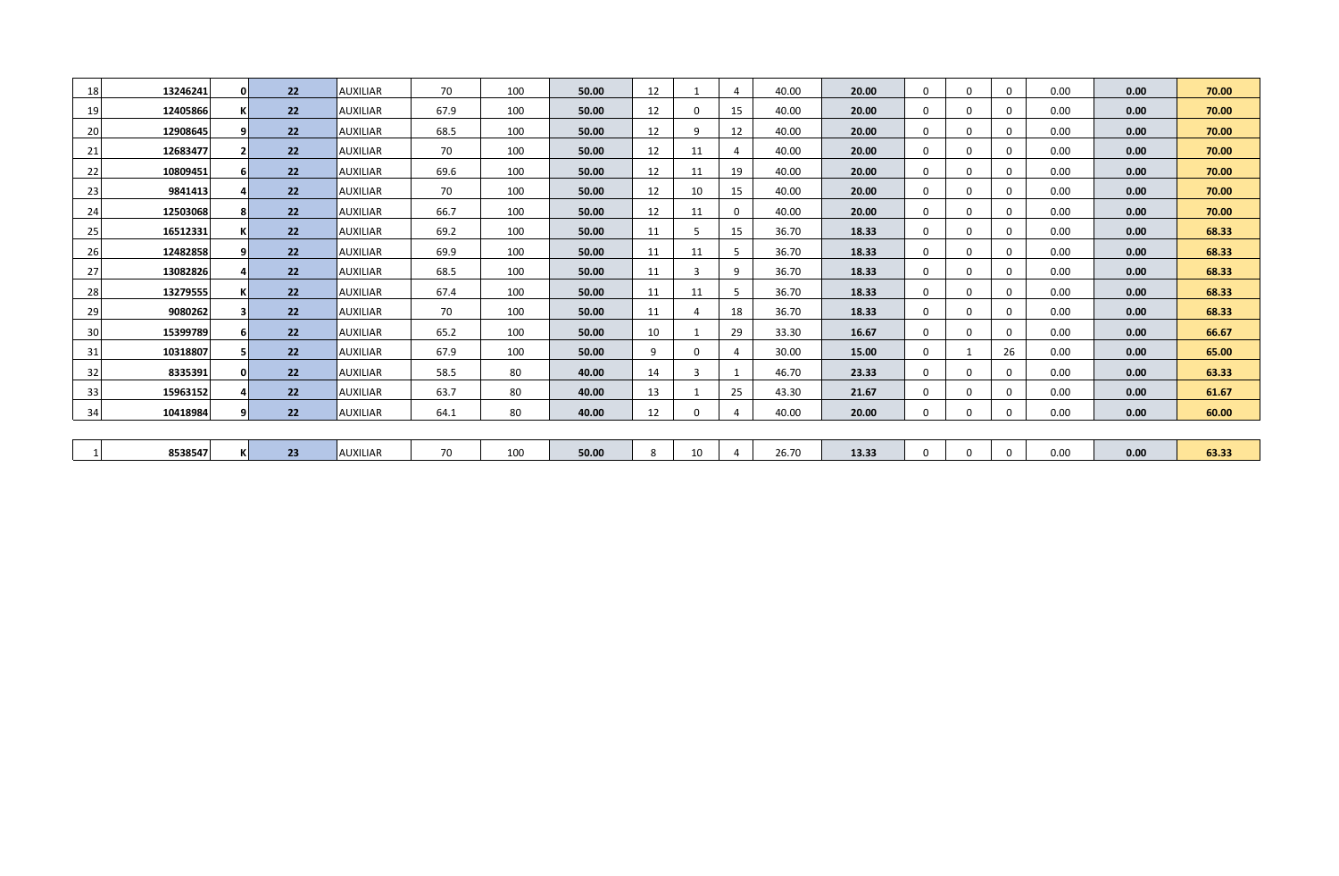| | | | | | | | | | | | | | | | | | | | |
|---|---|---|---|---|---|---|---|---|---|---|---|---|---|---|---|---|---|---|---|
| 18 | **13246241** | **0** | **22** | AUXILIAR | 70 | 100 | **50.00** | 12 | 1 | 4 | 40.00 | **20.00** | 0 | 0 | 0 | 0.00 | **0.00** | **70.00** |
| 19 | **12405866** | **K** | **22** | AUXILIAR | 67.9 | 100 | **50.00** | 12 | 0 | 15 | 40.00 | **20.00** | 0 | 0 | 0 | 0.00 | **0.00** | **70.00** |
| 20 | **12908645** | **9** | **22** | AUXILIAR | 68.5 | 100 | **50.00** | 12 | 9 | 12 | 40.00 | **20.00** | 0 | 0 | 0 | 0.00 | **0.00** | **70.00** |
| 21 | **12683477** | **2** | **22** | AUXILIAR | 70 | 100 | **50.00** | 12 | 11 | 4 | 40.00 | **20.00** | 0 | 0 | 0 | 0.00 | **0.00** | **70.00** |
| 22 | **10809451** | **6** | **22** | AUXILIAR | 69.6 | 100 | **50.00** | 12 | 11 | 19 | 40.00 | **20.00** | 0 | 0 | 0 | 0.00 | **0.00** | **70.00** |
| 23 | **9841413** | **4** | **22** | AUXILIAR | 70 | 100 | **50.00** | 12 | 10 | 15 | 40.00 | **20.00** | 0 | 0 | 0 | 0.00 | **0.00** | **70.00** |
| 24 | **12503068** | **8** | **22** | AUXILIAR | 66.7 | 100 | **50.00** | 12 | 11 | 0 | 40.00 | **20.00** | 0 | 0 | 0 | 0.00 | **0.00** | **70.00** |
| 25 | **16512331** | **K** | **22** | AUXILIAR | 69.2 | 100 | **50.00** | 11 | 5 | 15 | 36.70 | **18.33** | 0 | 0 | 0 | 0.00 | **0.00** | **68.33** |
| 26 | **12482858** | **9** | **22** | AUXILIAR | 69.9 | 100 | **50.00** | 11 | 11 | 5 | 36.70 | **18.33** | 0 | 0 | 0 | 0.00 | **0.00** | **68.33** |
| 27 | **13082826** | **4** | **22** | AUXILIAR | 68.5 | 100 | **50.00** | 11 | 3 | 9 | 36.70 | **18.33** | 0 | 0 | 0 | 0.00 | **0.00** | **68.33** |
| 28 | **13279555** | **K** | **22** | AUXILIAR | 67.4 | 100 | **50.00** | 11 | 11 | 5 | 36.70 | **18.33** | 0 | 0 | 0 | 0.00 | **0.00** | **68.33** |
| 29 | **9080262** | **3** | **22** | AUXILIAR | 70 | 100 | **50.00** | 11 | 4 | 18 | 36.70 | **18.33** | 0 | 0 | 0 | 0.00 | **0.00** | **68.33** |
| 30 | **15399789** | **6** | **22** | AUXILIAR | 65.2 | 100 | **50.00** | 10 | 1 | 29 | 33.30 | **16.67** | 0 | 0 | 0 | 0.00 | **0.00** | **66.67** |
| 31 | **10318807** | **5** | **22** | AUXILIAR | 67.9 | 100 | **50.00** | 9 | 0 | 4 | 30.00 | **15.00** | 0 | 1 | 26 | 0.00 | **0.00** | **65.00** |
| 32 | **8335391** | **0** | **22** | AUXILIAR | 58.5 | 80 | **40.00** | 14 | 3 | 1 | 46.70 | **23.33** | 0 | 0 | 0 | 0.00 | **0.00** | **63.33** |
| 33 | **15963152** | **4** | **22** | AUXILIAR | 63.7 | 80 | **40.00** | 13 | 1 | 25 | 43.30 | **21.67** | 0 | 0 | 0 | 0.00 | **0.00** | **61.67** |
| 34 | **10418984** | **9** | **22** | AUXILIAR | 64.1 | 80 | **40.00** | 12 | 0 | 4 | 40.00 | **20.00** | 0 | 0 | 0 | 0.00 | **0.00** | **60.00** |
| 1 | **8538547** | **K** | **23** | AUXILIAR | 70 | 100 | **50.00** | 8 | 10 | 4 | 26.70 | **13.33** | 0 | 0 | 0 | 0.00 | **0.00** | **63.33** |